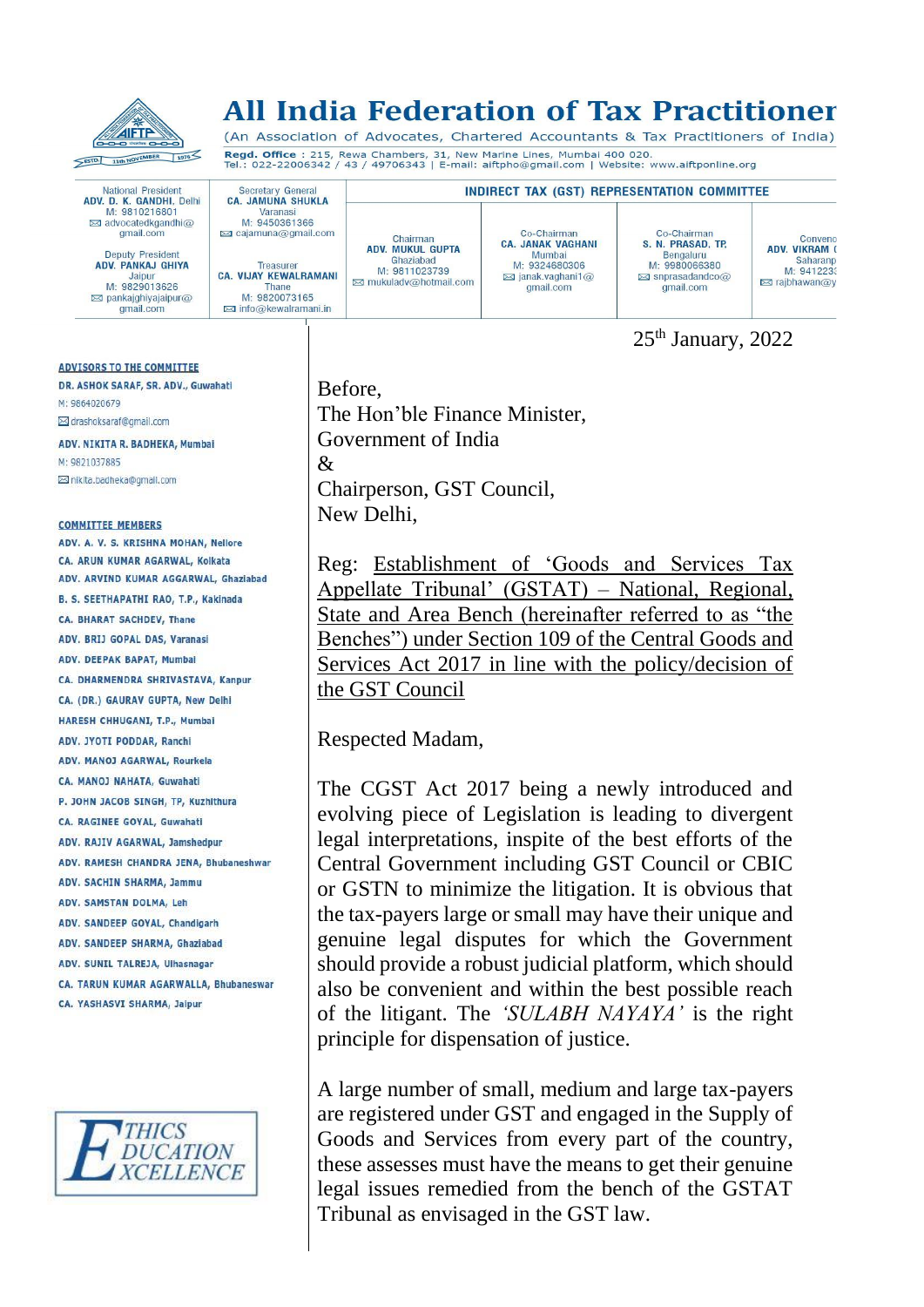# All India Federation of Tax Practitioner

(An Association of Advocates, Chartered Accountants & Tax Practitioners of India)

**Regd. Office** : 215, Rewa Chambers, 31, New Marine Lines, Mumbai 400 020.
Tel.: 022-22006342 / 43 / 49706343 | E-mail: aiftpho@gmail.com | Website: www.aiftponline.org

| National President<br>**ADV. D. K. GANDHI**, Delhi<br>M: 9810216801<br>advocatedkgandhi@gmail.com<br><br>Deputy President<br>**ADV. PANKAJ GHIYA**<br>Jaipur<br>M: 9829013626<br>pankajghiyajaipur@gmail.com | Secretary General<br>**CA. JAMUNA SHUKLA**<br>Varanasi<br>M: 9450361366<br>cajamuna@gmail.com<br><br>Treasurer<br>**CA. VIJAY KEWALRAMANI**<br>Thane<br>M: 9820073165<br>info@kewalramani.in | **INDIRECT TAX (GST) REPRESENTATION COMMITTEE** | | | |
|---|---|---|---|---|---|
| | | Chairman<br>**ADV. MUKUL GUPTA**<br>Ghaziabad<br>M: 9811023739<br>mukuladv@hotmail.com | Co-Chairman<br>**CA. JANAK VAGHANI**<br>Mumbai<br>M: 9324680306<br>janak.vaghani1@gmail.com | Co-Chairman<br>**S. N. PRASAD, TP,**<br>Bengaluru<br>M: 9980066380<br>snprasadandco@gmail.com | Conveno<br>**ADV. VIKRAM (**<br>Saharanp<br>M: 941223<br>rajbhawan@y |

**ADVISORS TO THE COMMITTEE**

DR. ASHOK SARAF, SR. ADV., Guwahati
M: 9864020679
drashoksaraf@gmail.com

ADV. NIKITA R. BADHEKA, Mumbai
M: 9821037885
nikita.badheka@gmail.com

**COMMITTEE MEMBERS**

ADV. A. V. S. KRISHNA MOHAN, Nellore
CA. ARUN KUMAR AGARWAL, Kolkata
ADV. ARVIND KUMAR AGGARWAL, Ghaziabad
B. S. SEETHAPATHI RAO, T.P., Kakinada
CA. BHARAT SACHDEV, Thane
ADV. BRIJ GOPAL DAS, Varanasi
ADV. DEEPAK BAPAT, Mumbai
CA. DHARMENDRA SHRIVASTAVA, Kanpur
CA. (DR.) GAURAV GUPTA, New Delhi
HARESH CHHUGANI, T.P., Mumbai
ADV. JYOTI PODDAR, Ranchi
ADV. MANOJ AGARWAL, Rourkela
CA. MANOJ NAHATA, Guwahati
P. JOHN JACOB SINGH, TP, Kuzhithura
CA. RAGINEE GOYAL, Guwahati
ADV. RAJIV AGARWAL, Jamshedpur
ADV. RAMESH CHANDRA JENA, Bhubaneshwar
ADV. SACHIN SHARMA, Jammu
ADV. SAMSTAN DOLMA, Leh
ADV. SANDEEP GOYAL, Chandigarh
ADV. SANDEEP SHARMA, Ghaziabad
ADV. SUNIL TALREJA, Ulhasnagar
CA. TARUN KUMAR AGARWALLA, Bhubaneswar
CA. YASHASVI SHARMA, Jaipur

ETHICS EDUCATION EXCELLENCE

25th January, 2022

Before,
The Hon'ble Finance Minister,
Government of India
&
Chairperson, GST Council,
New Delhi,

Reg: Establishment of 'Goods and Services Tax Appellate Tribunal' (GSTAT) – National, Regional, State and Area Bench (hereinafter referred to as "the Benches") under Section 109 of the Central Goods and Services Act 2017 in line with the policy/decision of the GST Council

Respected Madam,

The CGST Act 2017 being a newly introduced and evolving piece of Legislation is leading to divergent legal interpretations, inspite of the best efforts of the Central Government including GST Council or CBIC or GSTN to minimize the litigation. It is obvious that the tax-payers large or small may have their unique and genuine legal disputes for which the Government should provide a robust judicial platform, which should also be convenient and within the best possible reach of the litigant. The *'SULABH NAYAYA'* is the right principle for dispensation of justice.

A large number of small, medium and large tax-payers are registered under GST and engaged in the Supply of Goods and Services from every part of the country, these assesses must have the means to get their genuine legal issues remedied from the bench of the GSTAT Tribunal as envisaged in the GST law.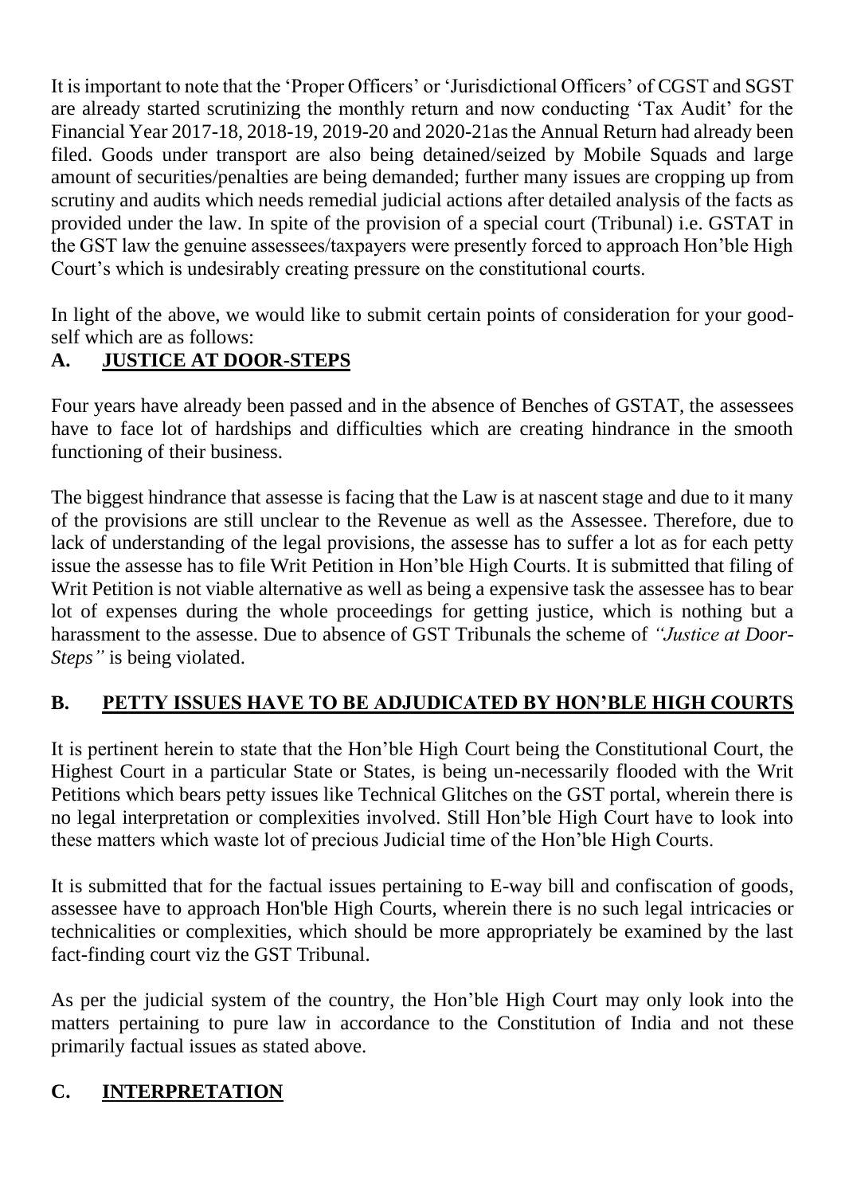It is important to note that the 'Proper Officers' or 'Jurisdictional Officers' of CGST and SGST are already started scrutinizing the monthly return and now conducting 'Tax Audit' for the Financial Year 2017-18, 2018-19, 2019-20 and 2020-21as the Annual Return had already been filed. Goods under transport are also being detained/seized by Mobile Squads and large amount of securities/penalties are being demanded; further many issues are cropping up from scrutiny and audits which needs remedial judicial actions after detailed analysis of the facts as provided under the law. In spite of the provision of a special court (Tribunal) i.e. GSTAT in the GST law the genuine assessees/taxpayers were presently forced to approach Hon'ble High Court's which is undesirably creating pressure on the constitutional courts.

In light of the above, we would like to submit certain points of consideration for your good-self which are as follows:

## A. <u>JUSTICE AT DOOR-STEPS</u>

Four years have already been passed and in the absence of Benches of GSTAT, the assessees have to face lot of hardships and difficulties which are creating hindrance in the smooth functioning of their business.

The biggest hindrance that assesse is facing that the Law is at nascent stage and due to it many of the provisions are still unclear to the Revenue as well as the Assessee. Therefore, due to lack of understanding of the legal provisions, the assesse has to suffer a lot as for each petty issue the assesse has to file Writ Petition in Hon'ble High Courts. It is submitted that filing of Writ Petition is not viable alternative as well as being a expensive task the assessee has to bear lot of expenses during the whole proceedings for getting justice, which is nothing but a harassment to the assesse. Due to absence of GST Tribunals the scheme of *"Justice at Door-Steps"* is being violated.

## B. <u>PETTY ISSUES HAVE TO BE ADJUDICATED BY HON'BLE HIGH COURTS</u>

It is pertinent herein to state that the Hon'ble High Court being the Constitutional Court, the Highest Court in a particular State or States, is being un-necessarily flooded with the Writ Petitions which bears petty issues like Technical Glitches on the GST portal, wherein there is no legal interpretation or complexities involved. Still Hon'ble High Court have to look into these matters which waste lot of precious Judicial time of the Hon'ble High Courts.

It is submitted that for the factual issues pertaining to E-way bill and confiscation of goods, assessee have to approach Hon'ble High Courts, wherein there is no such legal intricacies or technicalities or complexities, which should be more appropriately be examined by the last fact-finding court viz the GST Tribunal.

As per the judicial system of the country, the Hon'ble High Court may only look into the matters pertaining to pure law in accordance to the Constitution of India and not these primarily factual issues as stated above.

## C. <u>INTERPRETATION</u>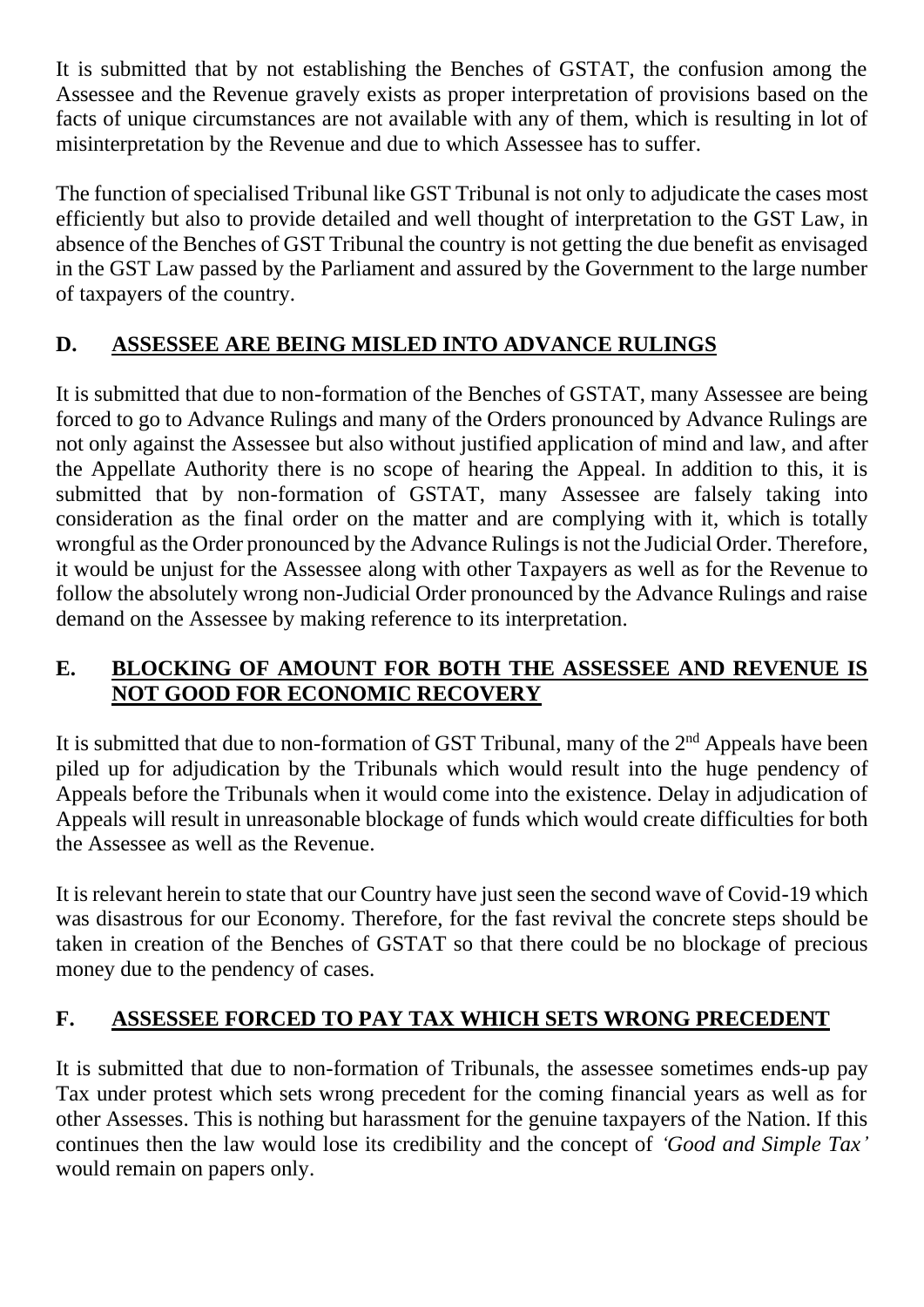It is submitted that by not establishing the Benches of GSTAT, the confusion among the Assessee and the Revenue gravely exists as proper interpretation of provisions based on the facts of unique circumstances are not available with any of them, which is resulting in lot of misinterpretation by the Revenue and due to which Assessee has to suffer.

The function of specialised Tribunal like GST Tribunal is not only to adjudicate the cases most efficiently but also to provide detailed and well thought of interpretation to the GST Law, in absence of the Benches of GST Tribunal the country is not getting the due benefit as envisaged in the GST Law passed by the Parliament and assured by the Government to the large number of taxpayers of the country.

## D. ASSESSEE ARE BEING MISLED INTO ADVANCE RULINGS

It is submitted that due to non-formation of the Benches of GSTAT, many Assessee are being forced to go to Advance Rulings and many of the Orders pronounced by Advance Rulings are not only against the Assessee but also without justified application of mind and law, and after the Appellate Authority there is no scope of hearing the Appeal. In addition to this, it is submitted that by non-formation of GSTAT, many Assessee are falsely taking into consideration as the final order on the matter and are complying with it, which is totally wrongful as the Order pronounced by the Advance Rulings is not the Judicial Order. Therefore, it would be unjust for the Assessee along with other Taxpayers as well as for the Revenue to follow the absolutely wrong non-Judicial Order pronounced by the Advance Rulings and raise demand on the Assessee by making reference to its interpretation.

## E. BLOCKING OF AMOUNT FOR BOTH THE ASSESSEE AND REVENUE IS NOT GOOD FOR ECONOMIC RECOVERY

It is submitted that due to non-formation of GST Tribunal, many of the 2nd Appeals have been piled up for adjudication by the Tribunals which would result into the huge pendency of Appeals before the Tribunals when it would come into the existence. Delay in adjudication of Appeals will result in unreasonable blockage of funds which would create difficulties for both the Assessee as well as the Revenue.

It is relevant herein to state that our Country have just seen the second wave of Covid-19 which was disastrous for our Economy. Therefore, for the fast revival the concrete steps should be taken in creation of the Benches of GSTAT so that there could be no blockage of precious money due to the pendency of cases.

## F. ASSESSEE FORCED TO PAY TAX WHICH SETS WRONG PRECEDENT

It is submitted that due to non-formation of Tribunals, the assessee sometimes ends-up pay Tax under protest which sets wrong precedent for the coming financial years as well as for other Assesses. This is nothing but harassment for the genuine taxpayers of the Nation. If this continues then the law would lose its credibility and the concept of *'Good and Simple Tax'* would remain on papers only.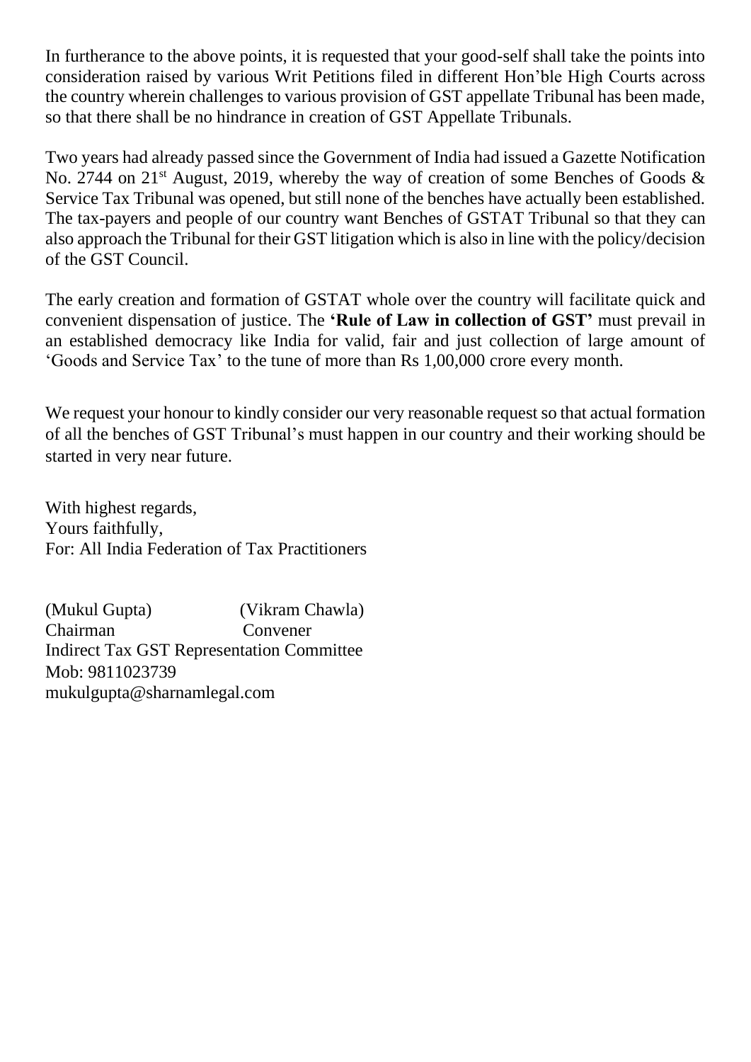In furtherance to the above points, it is requested that your good-self shall take the points into consideration raised by various Writ Petitions filed in different Hon'ble High Courts across the country wherein challenges to various provision of GST appellate Tribunal has been made, so that there shall be no hindrance in creation of GST Appellate Tribunals.

Two years had already passed since the Government of India had issued a Gazette Notification No. 2744 on 21st August, 2019, whereby the way of creation of some Benches of Goods & Service Tax Tribunal was opened, but still none of the benches have actually been established. The tax-payers and people of our country want Benches of GSTAT Tribunal so that they can also approach the Tribunal for their GST litigation which is also in line with the policy/decision of the GST Council.

The early creation and formation of GSTAT whole over the country will facilitate quick and convenient dispensation of justice. The **'Rule of Law in collection of GST'** must prevail in an established democracy like India for valid, fair and just collection of large amount of 'Goods and Service Tax' to the tune of more than Rs 1,00,000 crore every month.

We request your honour to kindly consider our very reasonable request so that actual formation of all the benches of GST Tribunal's must happen in our country and their working should be started in very near future.

With highest regards,
Yours faithfully,
For: All India Federation of Tax Practitioners

(Mukul Gupta) (Vikram Chawla)
Chairman Convener
Indirect Tax GST Representation Committee
Mob: 9811023739
mukulgupta@sharnamlegal.com